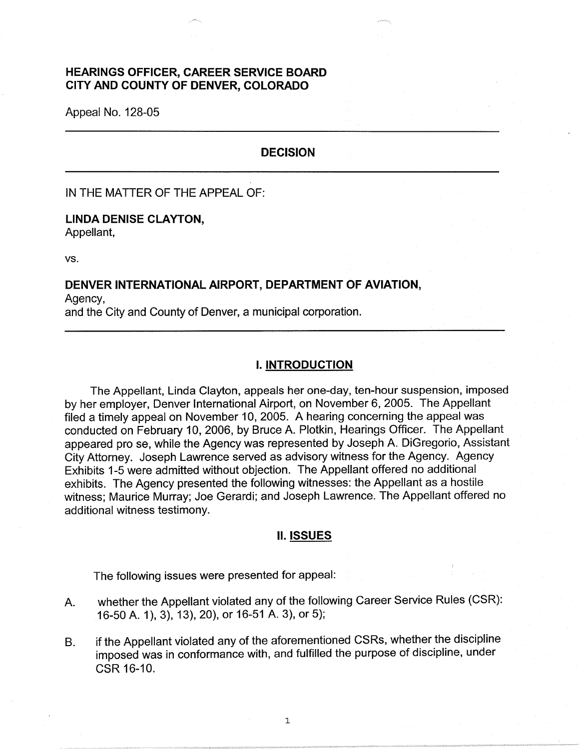**HEARINGS OFFICER, CAREER SERVICE BOARD**
**CITY AND COUNTY OF DENVER, COLORADO**

Appeal No. 128-05

---

## DECISION

---

IN THE MATTER OF THE APPEAL OF:

**LINDA DENISE CLAYTON,**
Appellant,

vs.

**DENVER INTERNATIONAL AIRPORT, DEPARTMENT OF AVIATION,**
Agency,
and the City and County of Denver, a municipal corporation.

---

## I. INTRODUCTION

The Appellant, Linda Clayton, appeals her one-day, ten-hour suspension, imposed by her employer, Denver International Airport, on November 6, 2005. The Appellant filed a timely appeal on November 10, 2005. A hearing concerning the appeal was conducted on February 10, 2006, by Bruce A. Plotkin, Hearings Officer. The Appellant appeared pro se, while the Agency was represented by Joseph A. DiGregorio, Assistant City Attorney. Joseph Lawrence served as advisory witness for the Agency. Agency Exhibits 1-5 were admitted without objection. The Appellant offered no additional exhibits. The Agency presented the following witnesses: the Appellant as a hostile witness; Maurice Murray; Joe Gerardi; and Joseph Lawrence. The Appellant offered no additional witness testimony.

## II. ISSUES

The following issues were presented for appeal:

A. whether the Appellant violated any of the following Career Service Rules (CSR): 16-50 A. 1), 3), 13), 20), or 16-51 A. 3), or 5);

B. if the Appellant violated any of the aforementioned CSRs, whether the discipline imposed was in conformance with, and fulfilled the purpose of discipline, under CSR 16-10.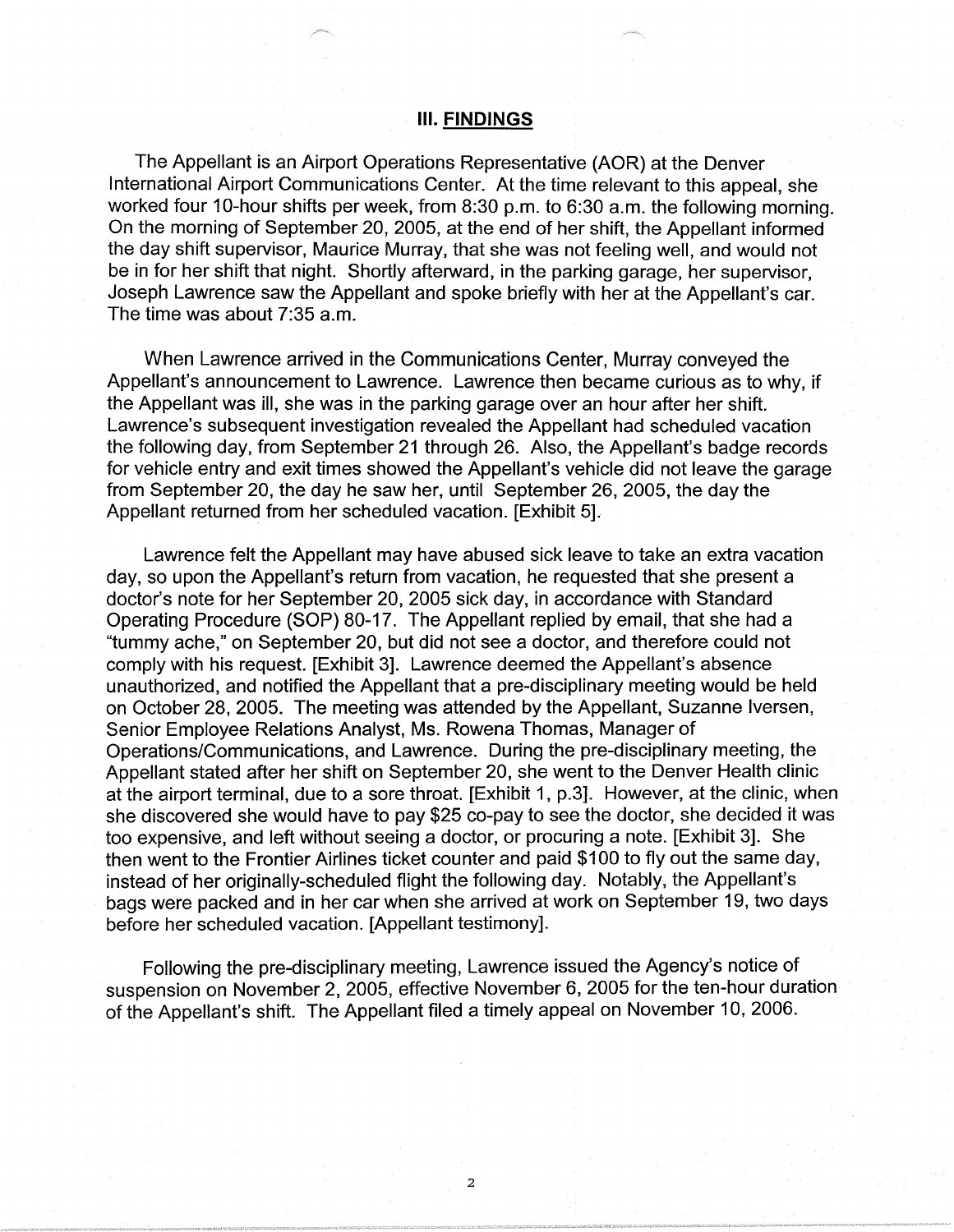### III. FINDINGS

The Appellant is an Airport Operations Representative (AOR) at the Denver International Airport Communications Center. At the time relevant to this appeal, she worked four 10-hour shifts per week, from 8:30 p.m. to 6:30 a.m. the following morning. On the morning of September 20, 2005, at the end of her shift, the Appellant informed the day shift supervisor, Maurice Murray, that she was not feeling well, and would not be in for her shift that night. Shortly afterward, in the parking garage, her supervisor, Joseph Lawrence saw the Appellant and spoke briefly with her at the Appellant's car. The time was about 7:35 a.m.

When Lawrence arrived in the Communications Center, Murray conveyed the Appellant's announcement to Lawrence. Lawrence then became curious as to why, if the Appellant was ill, she was in the parking garage over an hour after her shift. Lawrence's subsequent investigation revealed the Appellant had scheduled vacation the following day, from September 21 through 26. Also, the Appellant's badge records for vehicle entry and exit times showed the Appellant's vehicle did not leave the garage from September 20, the day he saw her, until September 26, 2005, the day the Appellant returned from her scheduled vacation. [Exhibit 5].

Lawrence felt the Appellant may have abused sick leave to take an extra vacation day, so upon the Appellant's return from vacation, he requested that she present a doctor's note for her September 20, 2005 sick day, in accordance with Standard Operating Procedure (SOP) 80-17. The Appellant replied by email, that she had a "tummy ache," on September 20, but did not see a doctor, and therefore could not comply with his request. [Exhibit 3]. Lawrence deemed the Appellant's absence unauthorized, and notified the Appellant that a pre-disciplinary meeting would be held on October 28, 2005. The meeting was attended by the Appellant, Suzanne Iversen, Senior Employee Relations Analyst, Ms. Rowena Thomas, Manager of Operations/Communications, and Lawrence. During the pre-disciplinary meeting, the Appellant stated after her shift on September 20, she went to the Denver Health clinic at the airport terminal, due to a sore throat. [Exhibit 1, p.3]. However, at the clinic, when she discovered she would have to pay $25 co-pay to see the doctor, she decided it was too expensive, and left without seeing a doctor, or procuring a note. [Exhibit 3]. She then went to the Frontier Airlines ticket counter and paid $100 to fly out the same day, instead of her originally-scheduled flight the following day. Notably, the Appellant's bags were packed and in her car when she arrived at work on September 19, two days before her scheduled vacation. [Appellant testimony].

Following the pre-disciplinary meeting, Lawrence issued the Agency's notice of suspension on November 2, 2005, effective November 6, 2005 for the ten-hour duration of the Appellant's shift. The Appellant filed a timely appeal on November 10, 2006.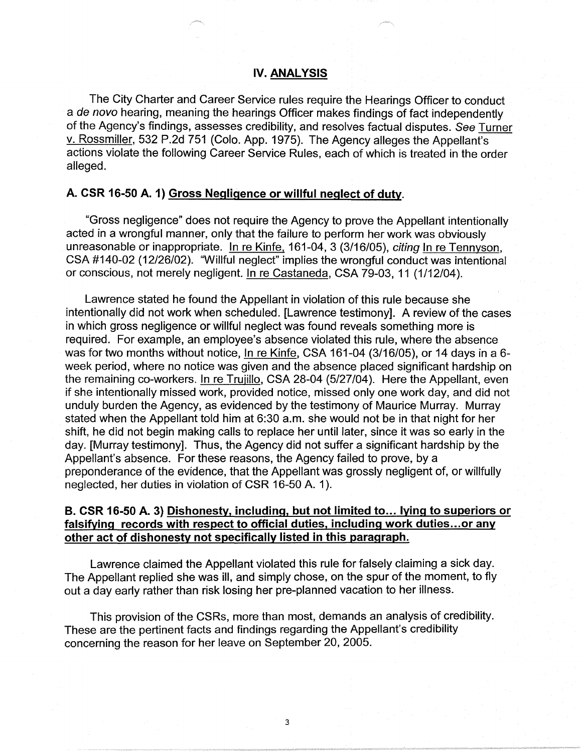## IV. ANALYSIS

The City Charter and Career Service rules require the Hearings Officer to conduct a *de novo* hearing, meaning the hearings Officer makes findings of fact independently of the Agency's findings, assesses credibility, and resolves factual disputes. *See* Turner v. Rossmiller, 532 P.2d 751 (Colo. App. 1975). The Agency alleges the Appellant's actions violate the following Career Service Rules, each of which is treated in the order alleged.

### A. CSR 16-50 A. 1) Gross Negligence or willful neglect of duty.

"Gross negligence" does not require the Agency to prove the Appellant intentionally acted in a wrongful manner, only that the failure to perform her work was obviously unreasonable or inappropriate. In re Kinfe, 161-04, 3 (3/16/05), *citing* In re Tennyson, CSA #140-02 (12/26/02). "Willful neglect" implies the wrongful conduct was intentional or conscious, not merely negligent. In re Castaneda, CSA 79-03, 11 (1/12/04).

Lawrence stated he found the Appellant in violation of this rule because she intentionally did not work when scheduled. [Lawrence testimony]. A review of the cases in which gross negligence or willful neglect was found reveals something more is required. For example, an employee's absence violated this rule, where the absence was for two months without notice, In re Kinfe, CSA 161-04 (3/16/05), or 14 days in a 6-week period, where no notice was given and the absence placed significant hardship on the remaining co-workers. In re Trujillo, CSA 28-04 (5/27/04). Here the Appellant, even if she intentionally missed work, provided notice, missed only one work day, and did not unduly burden the Agency, as evidenced by the testimony of Maurice Murray. Murray stated when the Appellant told him at 6:30 a.m. she would not be in that night for her shift, he did not begin making calls to replace her until later, since it was so early in the day. [Murray testimony]. Thus, the Agency did not suffer a significant hardship by the Appellant's absence. For these reasons, the Agency failed to prove, by a preponderance of the evidence, that the Appellant was grossly negligent of, or willfully neglected, her duties in violation of CSR 16-50 A. 1).

### B. CSR 16-50 A. 3) Dishonesty, including, but not limited to… lying to superiors or falsifying records with respect to official duties, including work duties…or any other act of dishonesty not specifically listed in this paragraph.

Lawrence claimed the Appellant violated this rule for falsely claiming a sick day. The Appellant replied she was ill, and simply chose, on the spur of the moment, to fly out a day early rather than risk losing her pre-planned vacation to her illness.

This provision of the CSRs, more than most, demands an analysis of credibility. These are the pertinent facts and findings regarding the Appellant's credibility concerning the reason for her leave on September 20, 2005.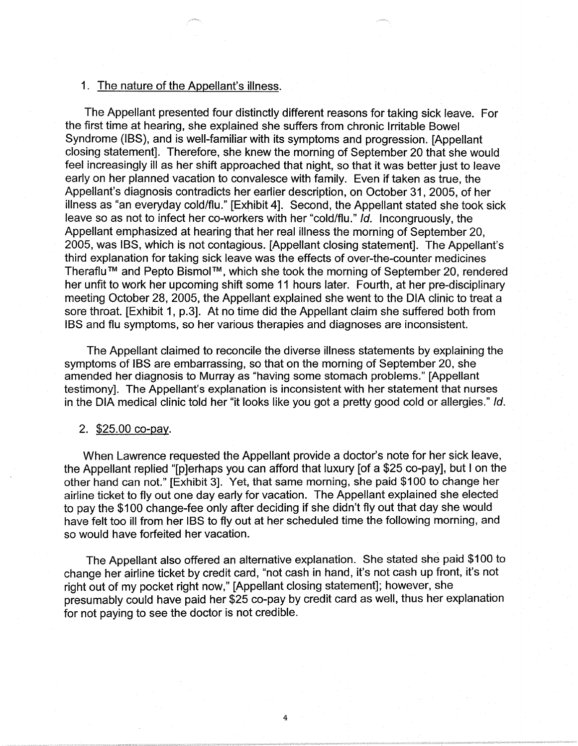1. <u>The nature of the Appellant's illness</u>.

The Appellant presented four distinctly different reasons for taking sick leave. For the first time at hearing, she explained she suffers from chronic Irritable Bowel Syndrome (IBS), and is well-familiar with its symptoms and progression. [Appellant closing statement]. Therefore, she knew the morning of September 20 that she would feel increasingly ill as her shift approached that night, so that it was better just to leave early on her planned vacation to convalesce with family. Even if taken as true, the Appellant's diagnosis contradicts her earlier description, on October 31, 2005, of her illness as "an everyday cold/flu." [Exhibit 4]. Second, the Appellant stated she took sick leave so as not to infect her co-workers with her "cold/flu." *Id.* Incongruously, the Appellant emphasized at hearing that her real illness the morning of September 20, 2005, was IBS, which is not contagious. [Appellant closing statement]. The Appellant's third explanation for taking sick leave was the effects of over-the-counter medicines Theraflu™ and Pepto Bismol™, which she took the morning of September 20, rendered her unfit to work her upcoming shift some 11 hours later. Fourth, at her pre-disciplinary meeting October 28, 2005, the Appellant explained she went to the DIA clinic to treat a sore throat. [Exhibit 1, p.3]. At no time did the Appellant claim she suffered both from IBS and flu symptoms, so her various therapies and diagnoses are inconsistent.

The Appellant claimed to reconcile the diverse illness statements by explaining the symptoms of IBS are embarrassing, so that on the morning of September 20, she amended her diagnosis to Murray as "having some stomach problems." [Appellant testimony]. The Appellant's explanation is inconsistent with her statement that nurses in the DIA medical clinic told her "it looks like you got a pretty good cold or allergies." *Id.*

2. <u>$25.00 co-pay</u>.

When Lawrence requested the Appellant provide a doctor's note for her sick leave, the Appellant replied "[p]erhaps you can afford that luxury [of a $25 co-pay], but I on the other hand can not." [Exhibit 3]. Yet, that same morning, she paid $100 to change her airline ticket to fly out one day early for vacation. The Appellant explained she elected to pay the $100 change-fee only after deciding if she didn't fly out that day she would have felt too ill from her IBS to fly out at her scheduled time the following morning, and so would have forfeited her vacation.

The Appellant also offered an alternative explanation. She stated she paid $100 to change her airline ticket by credit card, "not cash in hand, it's not cash up front, it's not right out of my pocket right now," [Appellant closing statement]; however, she presumably could have paid her $25 co-pay by credit card as well, thus her explanation for not paying to see the doctor is not credible.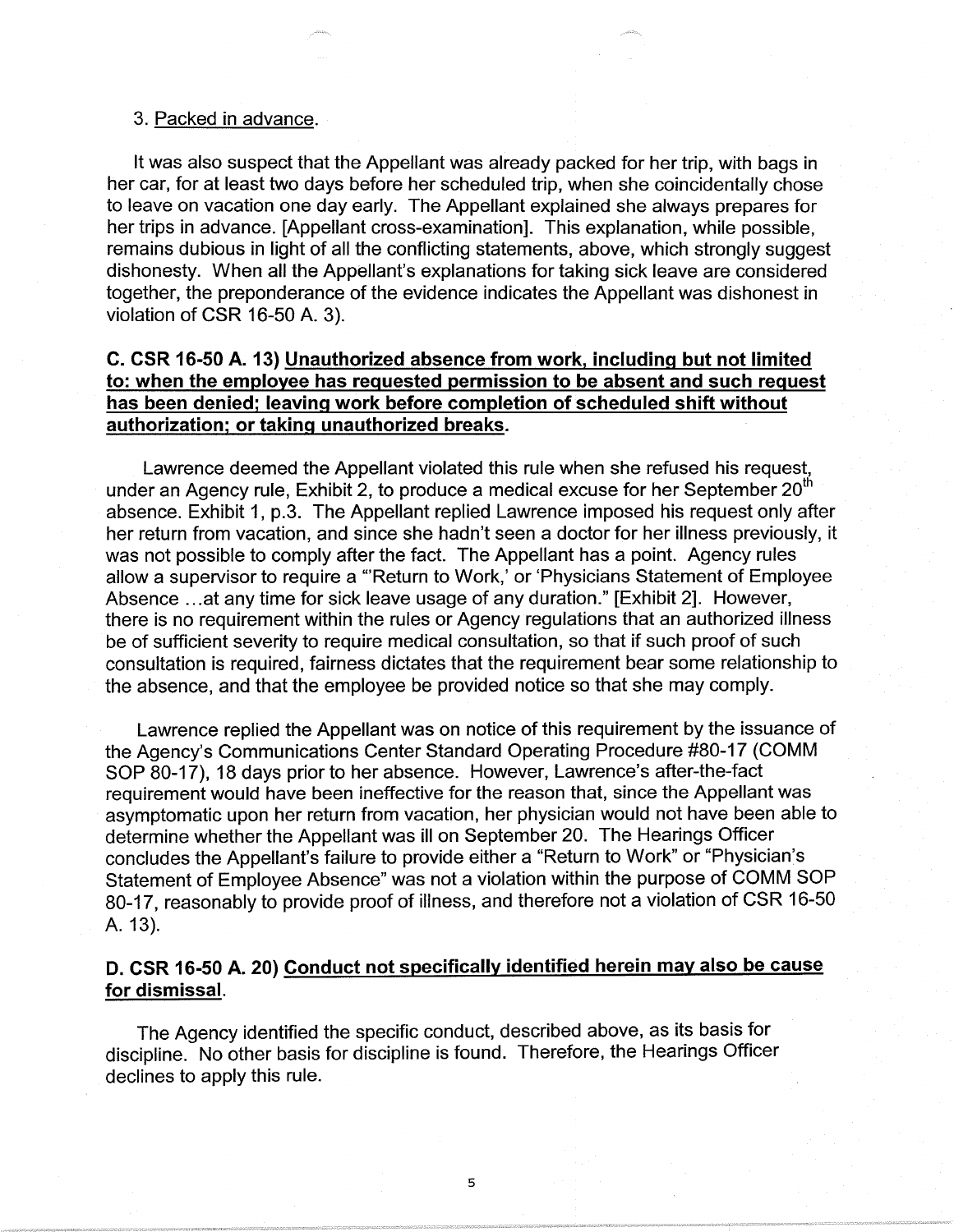3. Packed in advance.

It was also suspect that the Appellant was already packed for her trip, with bags in her car, for at least two days before her scheduled trip, when she coincidentally chose to leave on vacation one day early. The Appellant explained she always prepares for her trips in advance. [Appellant cross-examination]. This explanation, while possible, remains dubious in light of all the conflicting statements, above, which strongly suggest dishonesty. When all the Appellant's explanations for taking sick leave are considered together, the preponderance of the evidence indicates the Appellant was dishonest in violation of CSR 16-50 A. 3).

### C. CSR 16-50 A. 13) Unauthorized absence from work, including but not limited to: when the employee has requested permission to be absent and such request has been denied; leaving work before completion of scheduled shift without authorization; or taking unauthorized breaks.

Lawrence deemed the Appellant violated this rule when she refused his request, under an Agency rule, Exhibit 2, to produce a medical excuse for her September 20th absence. Exhibit 1, p.3. The Appellant replied Lawrence imposed his request only after her return from vacation, and since she hadn't seen a doctor for her illness previously, it was not possible to comply after the fact. The Appellant has a point. Agency rules allow a supervisor to require a "'Return to Work,' or 'Physicians Statement of Employee Absence ...at any time for sick leave usage of any duration." [Exhibit 2]. However, there is no requirement within the rules or Agency regulations that an authorized illness be of sufficient severity to require medical consultation, so that if such proof of such consultation is required, fairness dictates that the requirement bear some relationship to the absence, and that the employee be provided notice so that she may comply.

Lawrence replied the Appellant was on notice of this requirement by the issuance of the Agency's Communications Center Standard Operating Procedure #80-17 (COMM SOP 80-17), 18 days prior to her absence. However, Lawrence's after-the-fact requirement would have been ineffective for the reason that, since the Appellant was asymptomatic upon her return from vacation, her physician would not have been able to determine whether the Appellant was ill on September 20. The Hearings Officer concludes the Appellant's failure to provide either a "Return to Work" or "Physician's Statement of Employee Absence" was not a violation within the purpose of COMM SOP 80-17, reasonably to provide proof of illness, and therefore not a violation of CSR 16-50 A. 13).

### D. CSR 16-50 A. 20) Conduct not specifically identified herein may also be cause for dismissal.

The Agency identified the specific conduct, described above, as its basis for discipline. No other basis for discipline is found. Therefore, the Hearings Officer declines to apply this rule.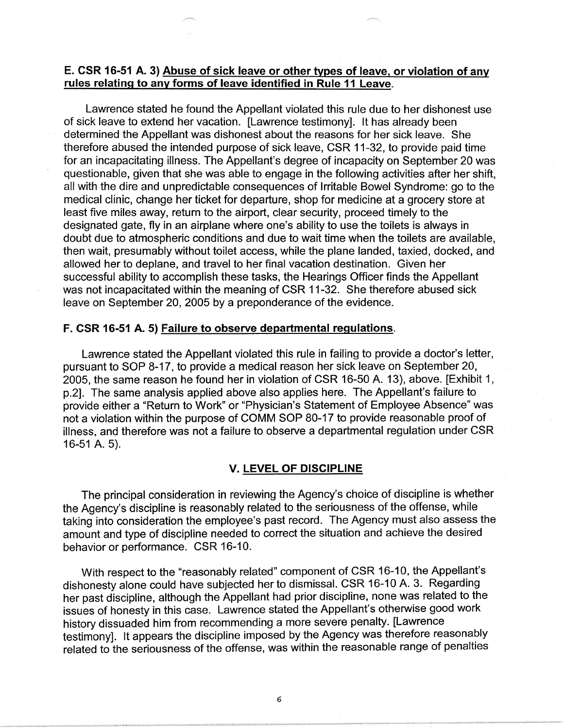### E. CSR 16-51 A. 3) Abuse of sick leave or other types of leave, or violation of any rules relating to any forms of leave identified in Rule 11 Leave.

Lawrence stated he found the Appellant violated this rule due to her dishonest use of sick leave to extend her vacation. [Lawrence testimony]. It has already been determined the Appellant was dishonest about the reasons for her sick leave. She therefore abused the intended purpose of sick leave, CSR 11-32, to provide paid time for an incapacitating illness. The Appellant's degree of incapacity on September 20 was questionable, given that she was able to engage in the following activities after her shift, all with the dire and unpredictable consequences of Irritable Bowel Syndrome: go to the medical clinic, change her ticket for departure, shop for medicine at a grocery store at least five miles away, return to the airport, clear security, proceed timely to the designated gate, fly in an airplane where one's ability to use the toilets is always in doubt due to atmospheric conditions and due to wait time when the toilets are available, then wait, presumably without toilet access, while the plane landed, taxied, docked, and allowed her to deplane, and travel to her final vacation destination. Given her successful ability to accomplish these tasks, the Hearings Officer finds the Appellant was not incapacitated within the meaning of CSR 11-32. She therefore abused sick leave on September 20, 2005 by a preponderance of the evidence.

### F. CSR 16-51 A. 5) Failure to observe departmental regulations.

Lawrence stated the Appellant violated this rule in failing to provide a doctor's letter, pursuant to SOP 8-17, to provide a medical reason her sick leave on September 20, 2005, the same reason he found her in violation of CSR 16-50 A. 13), above. [Exhibit 1, p.2]. The same analysis applied above also applies here. The Appellant's failure to provide either a "Return to Work" or "Physician's Statement of Employee Absence" was not a violation within the purpose of COMM SOP 80-17 to provide reasonable proof of illness, and therefore was not a failure to observe a departmental regulation under CSR 16-51 A. 5).

## V. LEVEL OF DISCIPLINE

The principal consideration in reviewing the Agency's choice of discipline is whether the Agency's discipline is reasonably related to the seriousness of the offense, while taking into consideration the employee's past record. The Agency must also assess the amount and type of discipline needed to correct the situation and achieve the desired behavior or performance. CSR 16-10.

With respect to the "reasonably related" component of CSR 16-10, the Appellant's dishonesty alone could have subjected her to dismissal. CSR 16-10 A. 3. Regarding her past discipline, although the Appellant had prior discipline, none was related to the issues of honesty in this case. Lawrence stated the Appellant's otherwise good work history dissuaded him from recommending a more severe penalty. [Lawrence testimony]. It appears the discipline imposed by the Agency was therefore reasonably related to the seriousness of the offense, was within the reasonable range of penalties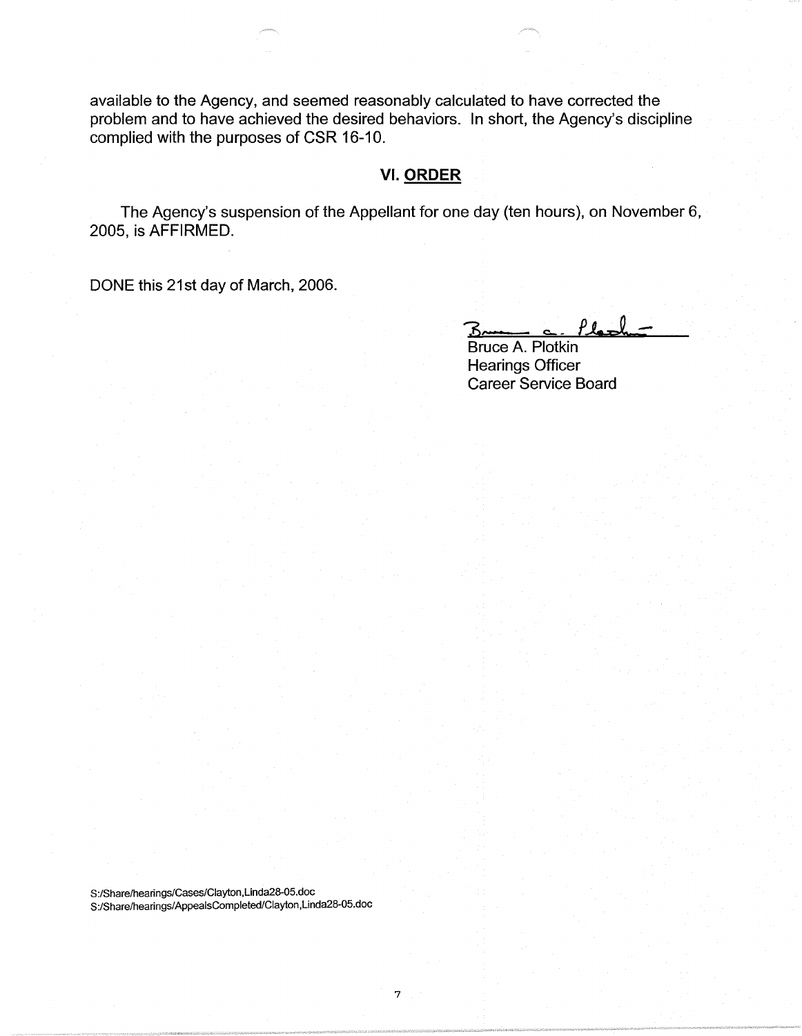available to the Agency, and seemed reasonably calculated to have corrected the problem and to have achieved the desired behaviors. In short, the Agency's discipline complied with the purposes of CSR 16-10.

## VI. ORDER

The Agency's suspension of the Appellant for one day (ten hours), on November 6, 2005, is AFFIRMED.

DONE this 21st day of March, 2006.

Bruce A. Plotkin
Hearings Officer
Career Service Board

S:/Share/hearings/Cases/Clayton,Linda28-05.doc
S:/Share/hearings/AppealsCompleted/Clayton,Linda28-05.doc